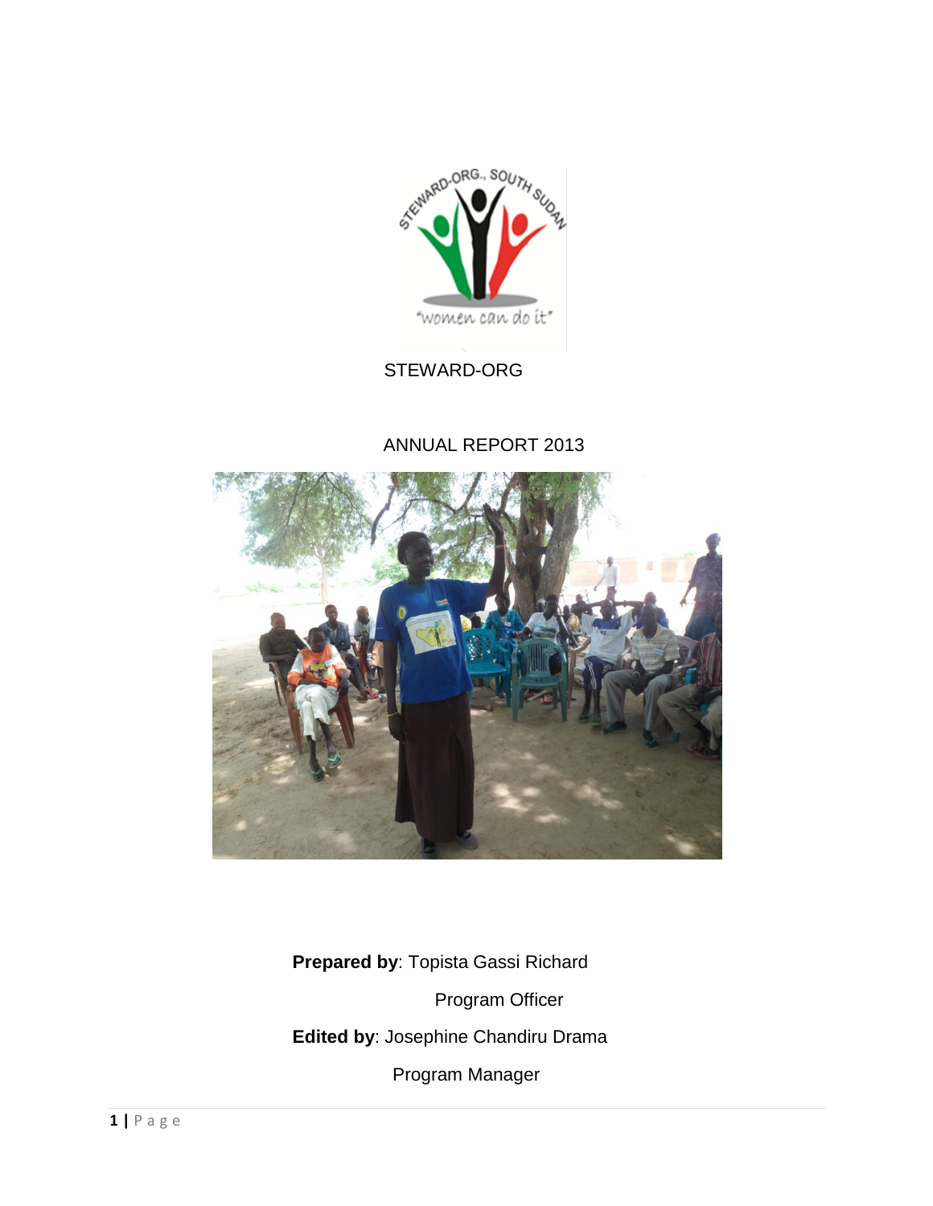STEWARD-ORG

ANNUAL REPORT 2013

**Prepared by**: Topista Gassi Richard

Program Officer

**Edited by**: Josephine Chandiru Drama

Program Manager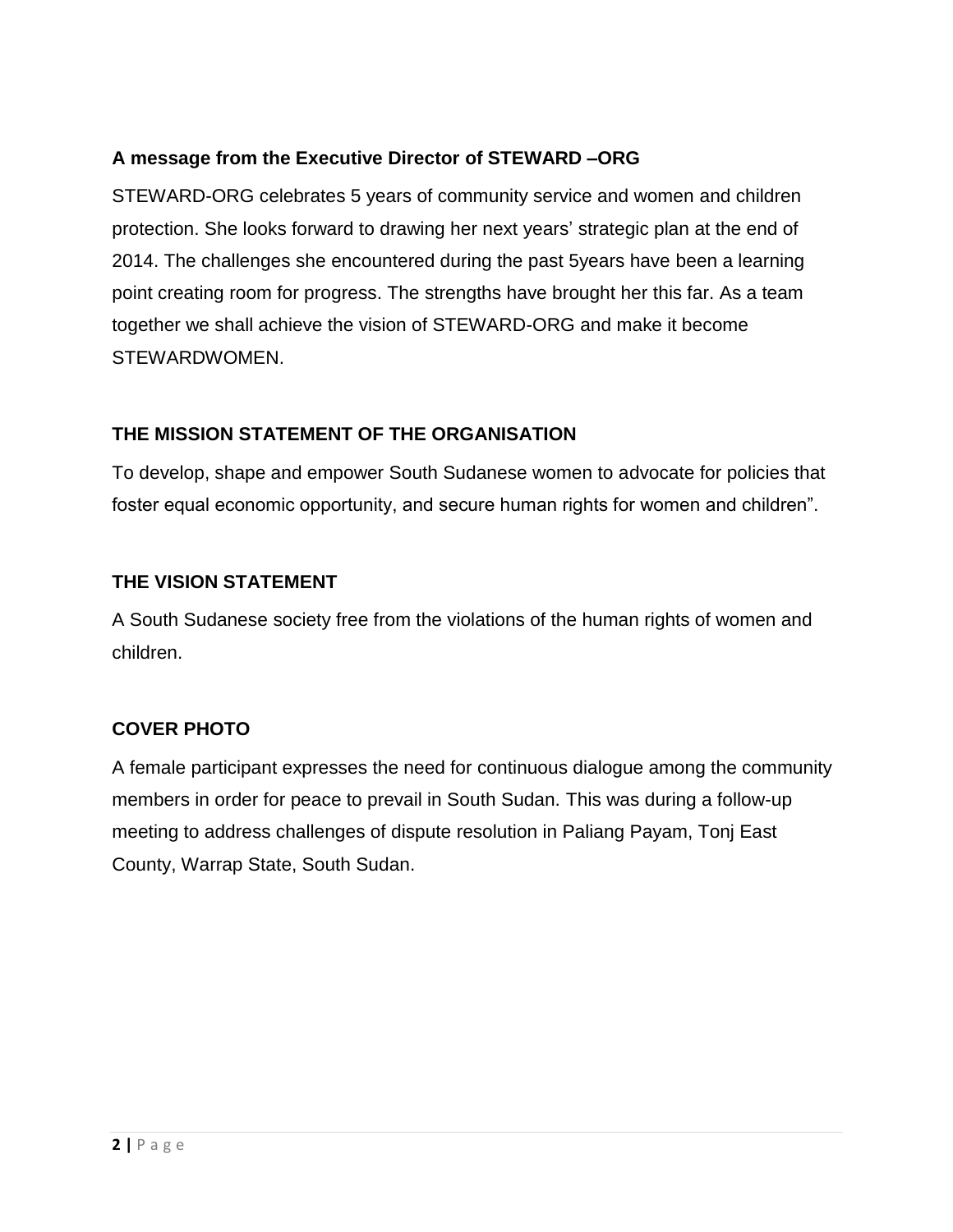## A message from the Executive Director of STEWARD –ORG

STEWARD-ORG celebrates 5 years of community service and women and children protection. She looks forward to drawing her next years' strategic plan at the end of 2014. The challenges she encountered during the past 5years have been a learning point creating room for progress. The strengths have brought her this far. As a team together we shall achieve the vision of STEWARD-ORG and make it become STEWARDWOMEN.

## THE MISSION STATEMENT OF THE ORGANISATION

To develop, shape and empower South Sudanese women to advocate for policies that foster equal economic opportunity, and secure human rights for women and children".

## THE VISION STATEMENT

A South Sudanese society free from the violations of the human rights of women and children.

## COVER PHOTO

A female participant expresses the need for continuous dialogue among the community members in order for peace to prevail in South Sudan. This was during a follow-up meeting to address challenges of dispute resolution in Paliang Payam, Tonj East County, Warrap State, South Sudan.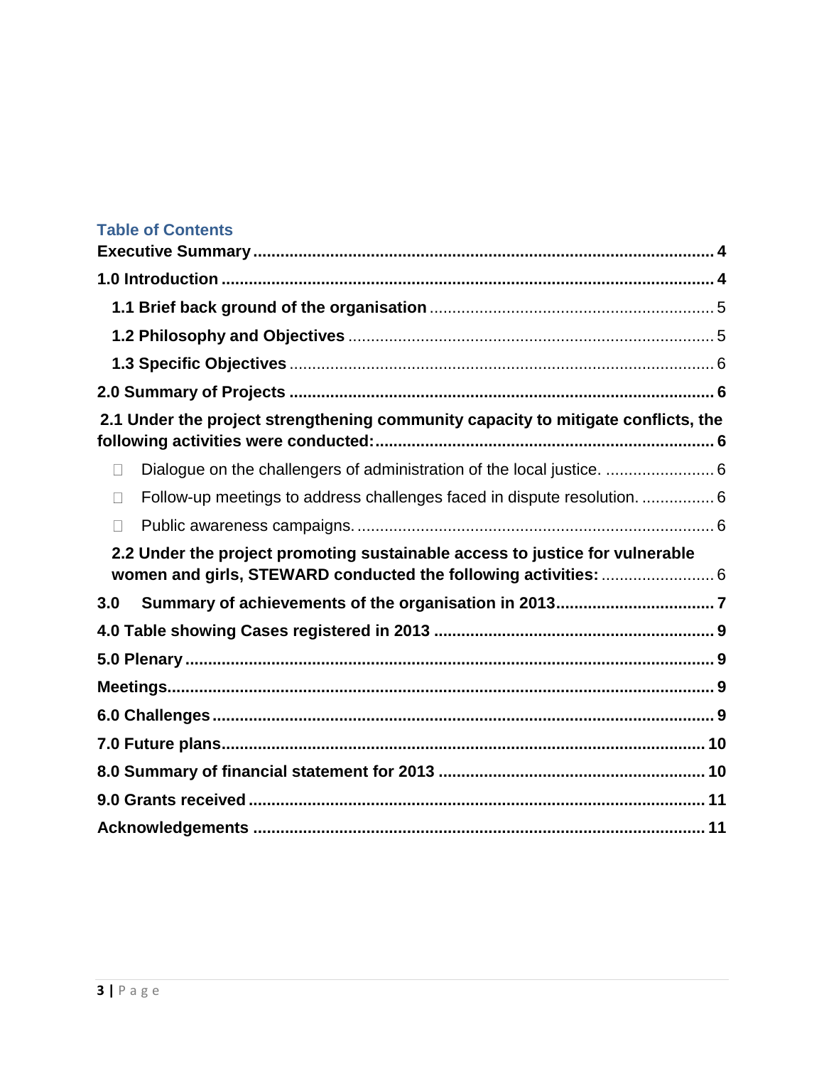## Table of Contents

**Executive Summary** .......... **4**

**1.0 Introduction** .......... **4**

- **1.1 Brief back ground of the organisation** .......... 5
- **1.2 Philosophy and Objectives** .......... 5
- **1.3 Specific Objectives** .......... 6

**2.0 Summary of Projects** .......... **6**

**2.1 Under the project strengthening community capacity to mitigate conflicts, the following activities were conducted:** .......... **6**

- Dialogue on the challengers of administration of the local justice. .......... 6
- Follow-up meetings to address challenges faced in dispute resolution. .......... 6
- Public awareness campaigns. .......... 6

**2.2 Under the project promoting sustainable access to justice for vulnerable women and girls, STEWARD conducted the following activities:** .......... 6

**3.0 Summary of achievements of the organisation in 2013** .......... **7**

**4.0 Table showing Cases registered in 2013** .......... **9**

**5.0 Plenary** .......... **9**

**Meetings** .......... **9**

**6.0 Challenges** .......... **9**

**7.0 Future plans** .......... **10**

**8.0 Summary of financial statement for 2013** .......... **10**

**9.0 Grants received** .......... **11**

**Acknowledgements** .......... **11**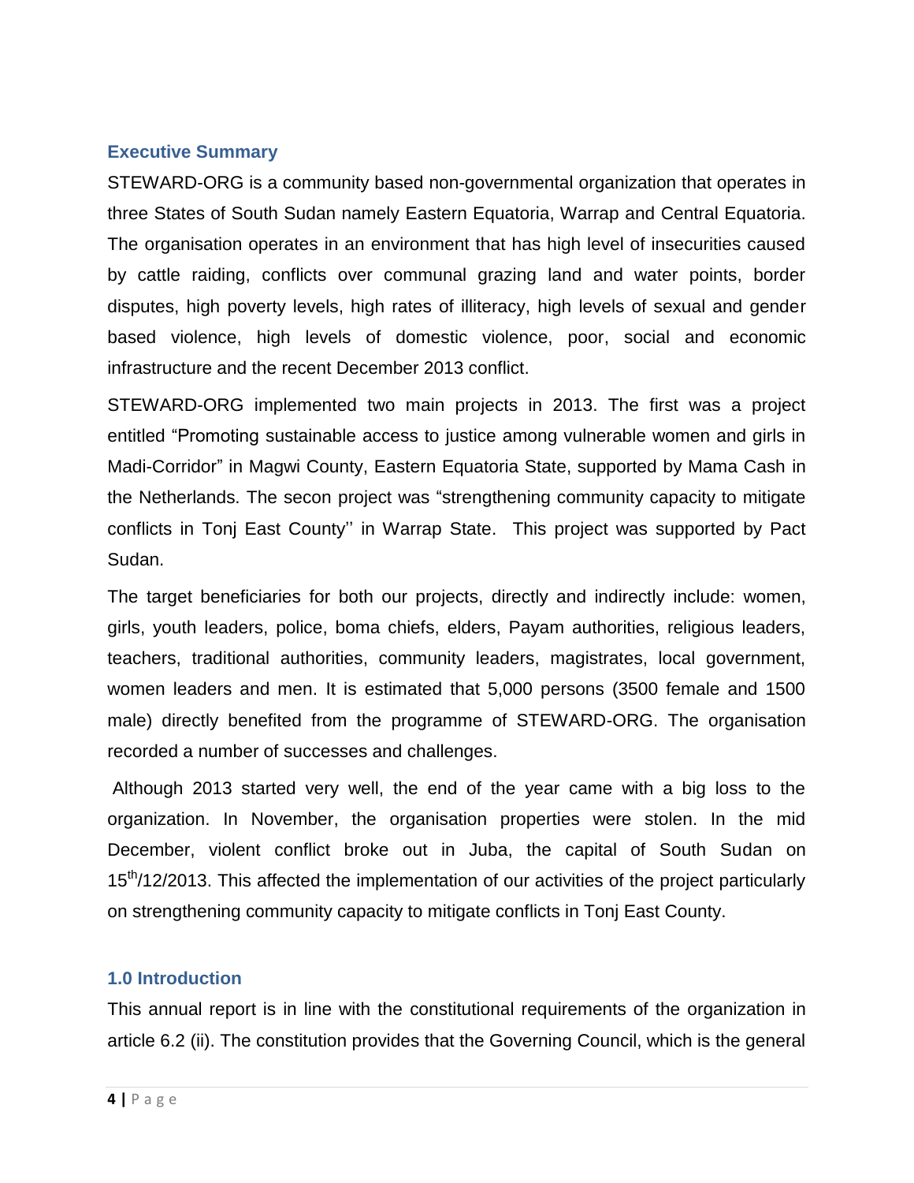## Executive Summary

STEWARD-ORG is a community based non-governmental organization that operates in three States of South Sudan namely Eastern Equatoria, Warrap and Central Equatoria. The organisation operates in an environment that has high level of insecurities caused by cattle raiding, conflicts over communal grazing land and water points, border disputes, high poverty levels, high rates of illiteracy, high levels of sexual and gender based violence, high levels of domestic violence, poor, social and economic infrastructure and the recent December 2013 conflict.

STEWARD-ORG implemented two main projects in 2013. The first was a project entitled "Promoting sustainable access to justice among vulnerable women and girls in Madi-Corridor" in Magwi County, Eastern Equatoria State, supported by Mama Cash in the Netherlands. The secon project was "strengthening community capacity to mitigate conflicts in Tonj East County'' in Warrap State. This project was supported by Pact Sudan.

The target beneficiaries for both our projects, directly and indirectly include: women, girls, youth leaders, police, boma chiefs, elders, Payam authorities, religious leaders, teachers, traditional authorities, community leaders, magistrates, local government, women leaders and men. It is estimated that 5,000 persons (3500 female and 1500 male) directly benefited from the programme of STEWARD-ORG. The organisation recorded a number of successes and challenges.

Although 2013 started very well, the end of the year came with a big loss to the organization. In November, the organisation properties were stolen. In the mid December, violent conflict broke out in Juba, the capital of South Sudan on 15th/12/2013. This affected the implementation of our activities of the project particularly on strengthening community capacity to mitigate conflicts in Tonj East County.

## 1.0 Introduction

This annual report is in line with the constitutional requirements of the organization in article 6.2 (ii). The constitution provides that the Governing Council, which is the general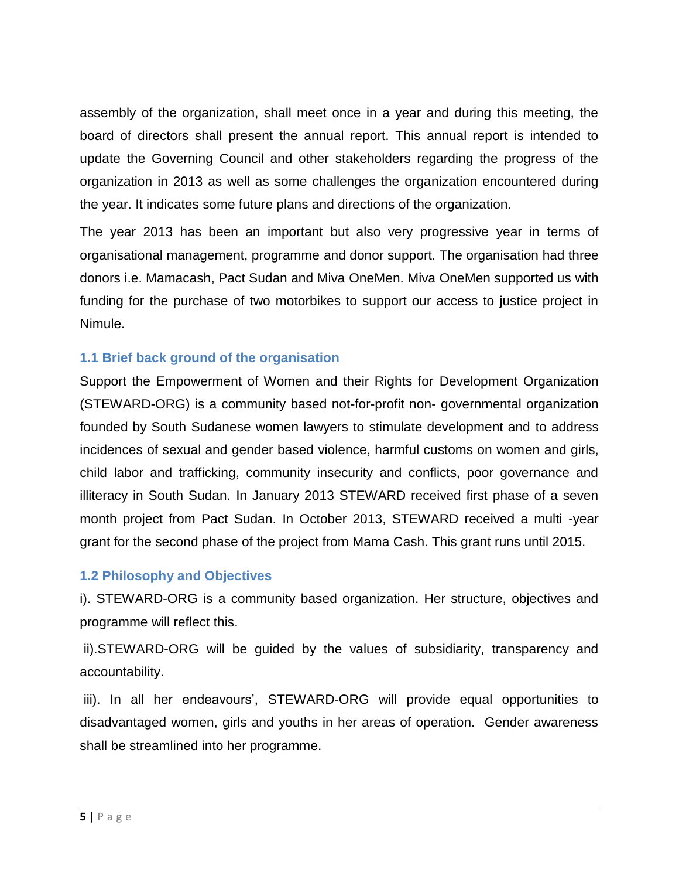assembly of the organization, shall meet once in a year and during this meeting, the board of directors shall present the annual report. This annual report is intended to update the Governing Council and other stakeholders regarding the progress of the organization in 2013 as well as some challenges the organization encountered during the year. It indicates some future plans and directions of the organization.

The year 2013 has been an important but also very progressive year in terms of organisational management, programme and donor support. The organisation had three donors i.e. Mamacash, Pact Sudan and Miva OneMen. Miva OneMen supported us with funding for the purchase of two motorbikes to support our access to justice project in Nimule.

### 1.1 Brief back ground of the organisation

Support the Empowerment of Women and their Rights for Development Organization (STEWARD-ORG) is a community based not-for-profit non- governmental organization founded by South Sudanese women lawyers to stimulate development and to address incidences of sexual and gender based violence, harmful customs on women and girls, child labor and trafficking, community insecurity and conflicts, poor governance and illiteracy in South Sudan. In January 2013 STEWARD received first phase of a seven month project from Pact Sudan. In October 2013, STEWARD received a multi -year grant for the second phase of the project from Mama Cash. This grant runs until 2015.

### 1.2 Philosophy and Objectives

i). STEWARD-ORG is a community based organization. Her structure, objectives and programme will reflect this.

ii).STEWARD-ORG will be guided by the values of subsidiarity, transparency and accountability.

iii). In all her endeavours', STEWARD-ORG will provide equal opportunities to disadvantaged women, girls and youths in her areas of operation. Gender awareness shall be streamlined into her programme.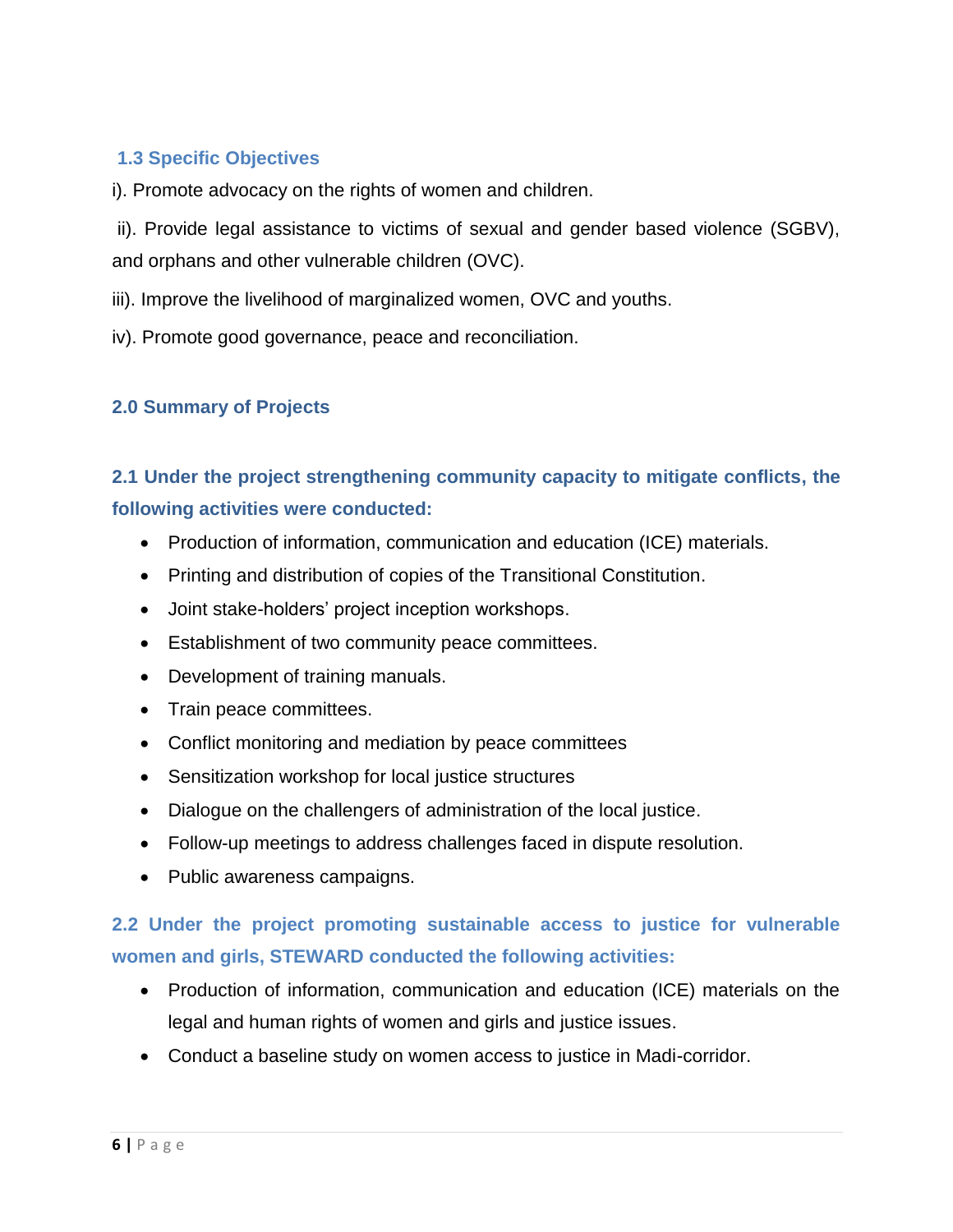### 1.3 Specific Objectives

i). Promote advocacy on the rights of women and children.

ii). Provide legal assistance to victims of sexual and gender based violence (SGBV), and orphans and other vulnerable children (OVC).

iii). Improve the livelihood of marginalized women, OVC and youths.

iv). Promote good governance, peace and reconciliation.

## 2.0 Summary of Projects

### 2.1 Under the project strengthening community capacity to mitigate conflicts, the following activities were conducted:

- Production of information, communication and education (ICE) materials.
- Printing and distribution of copies of the Transitional Constitution.
- Joint stake-holders' project inception workshops.
- Establishment of two community peace committees.
- Development of training manuals.
- Train peace committees.
- Conflict monitoring and mediation by peace committees
- Sensitization workshop for local justice structures
- Dialogue on the challengers of administration of the local justice.
- Follow-up meetings to address challenges faced in dispute resolution.
- Public awareness campaigns.

### 2.2 Under the project promoting sustainable access to justice for vulnerable women and girls, STEWARD conducted the following activities:

- Production of information, communication and education (ICE) materials on the legal and human rights of women and girls and justice issues.
- Conduct a baseline study on women access to justice in Madi-corridor.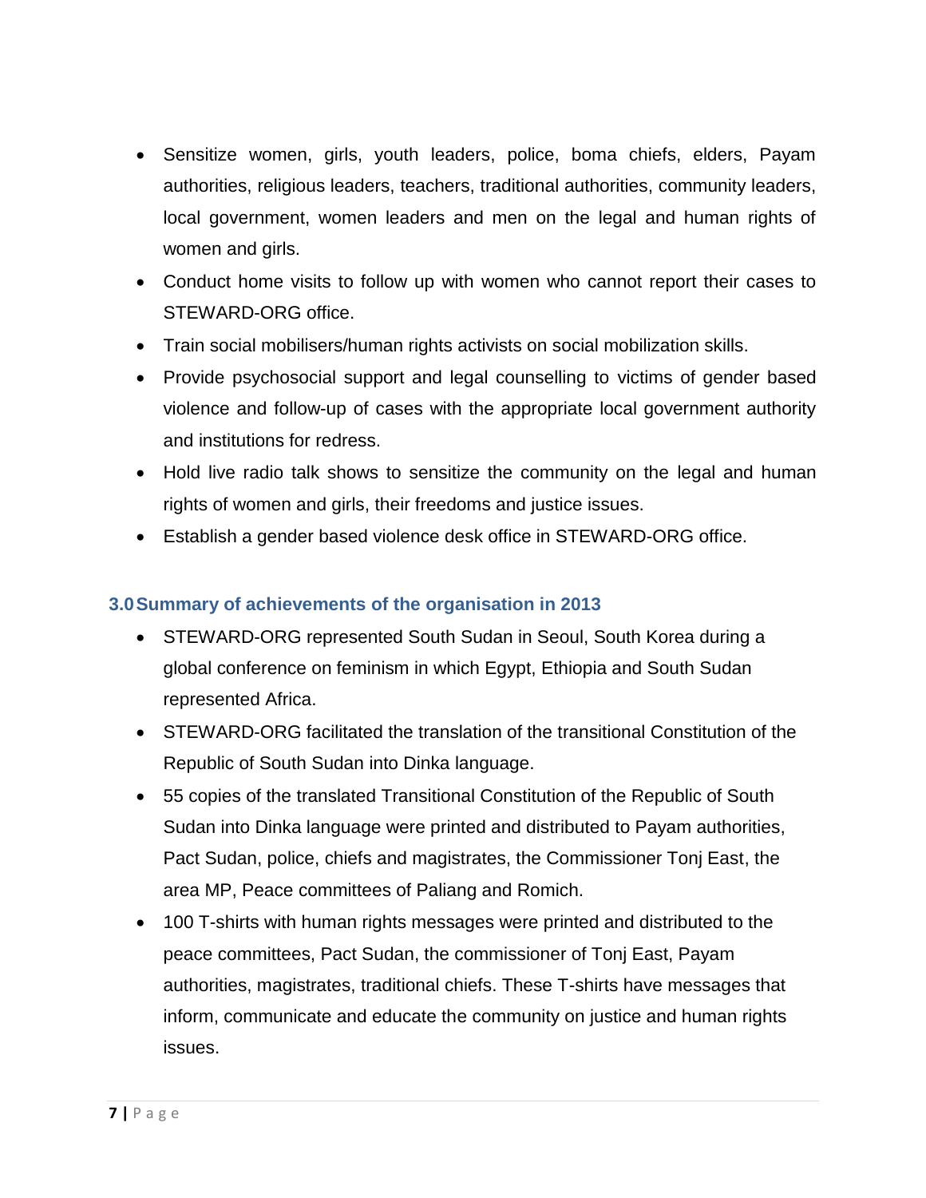- Sensitize women, girls, youth leaders, police, boma chiefs, elders, Payam authorities, religious leaders, teachers, traditional authorities, community leaders, local government, women leaders and men on the legal and human rights of women and girls.
- Conduct home visits to follow up with women who cannot report their cases to STEWARD-ORG office.
- Train social mobilisers/human rights activists on social mobilization skills.
- Provide psychosocial support and legal counselling to victims of gender based violence and follow-up of cases with the appropriate local government authority and institutions for redress.
- Hold live radio talk shows to sensitize the community on the legal and human rights of women and girls, their freedoms and justice issues.
- Establish a gender based violence desk office in STEWARD-ORG office.

## 3.0 Summary of achievements of the organisation in 2013

- STEWARD-ORG represented South Sudan in Seoul, South Korea during a global conference on feminism in which Egypt, Ethiopia and South Sudan represented Africa.
- STEWARD-ORG facilitated the translation of the transitional Constitution of the Republic of South Sudan into Dinka language.
- 55 copies of the translated Transitional Constitution of the Republic of South Sudan into Dinka language were printed and distributed to Payam authorities, Pact Sudan, police, chiefs and magistrates, the Commissioner Tonj East, the area MP, Peace committees of Paliang and Romich.
- 100 T-shirts with human rights messages were printed and distributed to the peace committees, Pact Sudan, the commissioner of Tonj East, Payam authorities, magistrates, traditional chiefs. These T-shirts have messages that inform, communicate and educate the community on justice and human rights issues.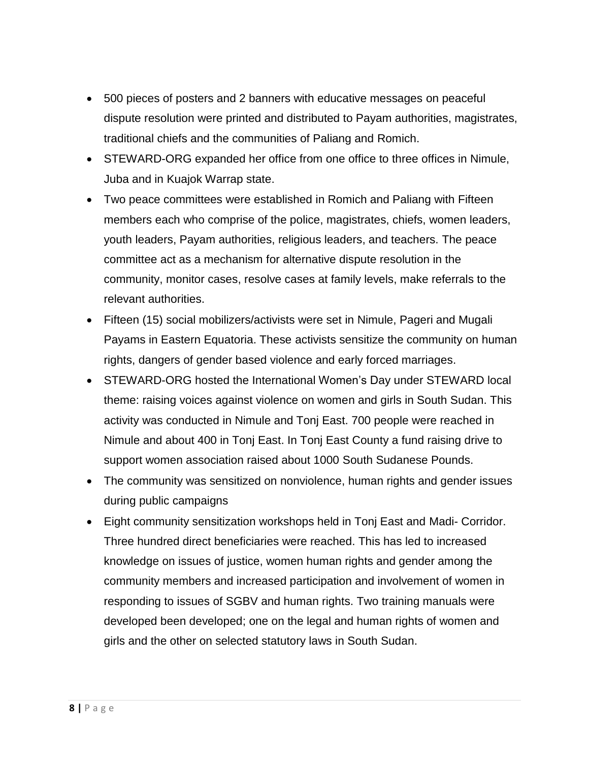- 500 pieces of posters and 2 banners with educative messages on peaceful dispute resolution were printed and distributed to Payam authorities, magistrates, traditional chiefs and the communities of Paliang and Romich.
- STEWARD-ORG expanded her office from one office to three offices in Nimule, Juba and in Kuajok Warrap state.
- Two peace committees were established in Romich and Paliang with Fifteen members each who comprise of the police, magistrates, chiefs, women leaders, youth leaders, Payam authorities, religious leaders, and teachers. The peace committee act as a mechanism for alternative dispute resolution in the community, monitor cases, resolve cases at family levels, make referrals to the relevant authorities.
- Fifteen (15) social mobilizers/activists were set in Nimule, Pageri and Mugali Payams in Eastern Equatoria. These activists sensitize the community on human rights, dangers of gender based violence and early forced marriages.
- STEWARD-ORG hosted the International Women's Day under STEWARD local theme: raising voices against violence on women and girls in South Sudan. This activity was conducted in Nimule and Tonj East. 700 people were reached in Nimule and about 400 in Tonj East. In Tonj East County a fund raising drive to support women association raised about 1000 South Sudanese Pounds.
- The community was sensitized on nonviolence, human rights and gender issues during public campaigns
- Eight community sensitization workshops held in Tonj East and Madi- Corridor. Three hundred direct beneficiaries were reached. This has led to increased knowledge on issues of justice, women human rights and gender among the community members and increased participation and involvement of women in responding to issues of SGBV and human rights. Two training manuals were developed been developed; one on the legal and human rights of women and girls and the other on selected statutory laws in South Sudan.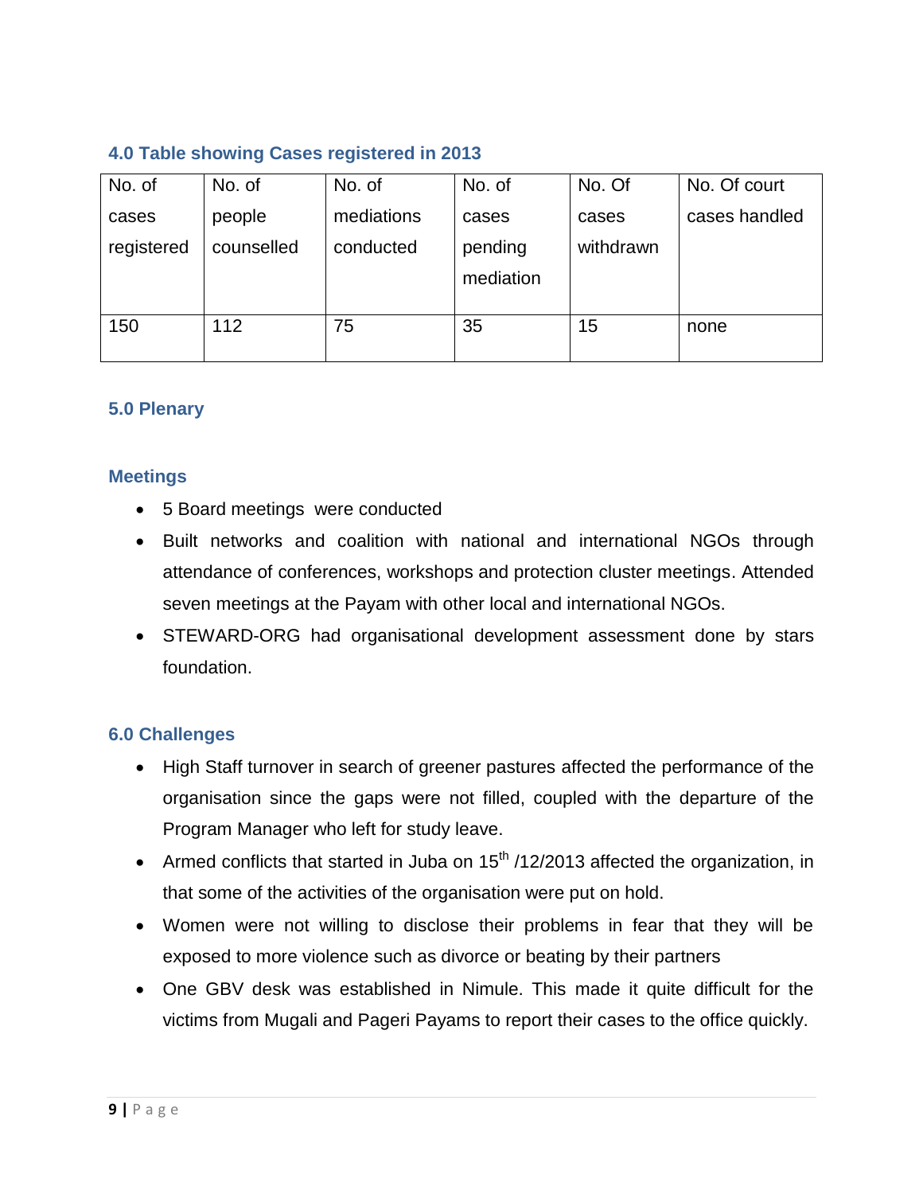## 4.0 Table showing Cases registered in 2013

| No. of cases registered | No. of people counselled | No. of mediations conducted | No. of cases pending mediation | No. Of cases withdrawn | No. Of court cases handled |
|---|---|---|---|---|---|
| 150 | 112 | 75 | 35 | 15 | none |

## 5.0 Plenary

### Meetings

- 5 Board meetings were conducted
- Built networks and coalition with national and international NGOs through attendance of conferences, workshops and protection cluster meetings. Attended seven meetings at the Payam with other local and international NGOs.
- STEWARD-ORG had organisational development assessment done by stars foundation.

## 6.0 Challenges

- High Staff turnover in search of greener pastures affected the performance of the organisation since the gaps were not filled, coupled with the departure of the Program Manager who left for study leave.
- Armed conflicts that started in Juba on 15th /12/2013 affected the organization, in that some of the activities of the organisation were put on hold.
- Women were not willing to disclose their problems in fear that they will be exposed to more violence such as divorce or beating by their partners
- One GBV desk was established in Nimule. This made it quite difficult for the victims from Mugali and Pageri Payams to report their cases to the office quickly.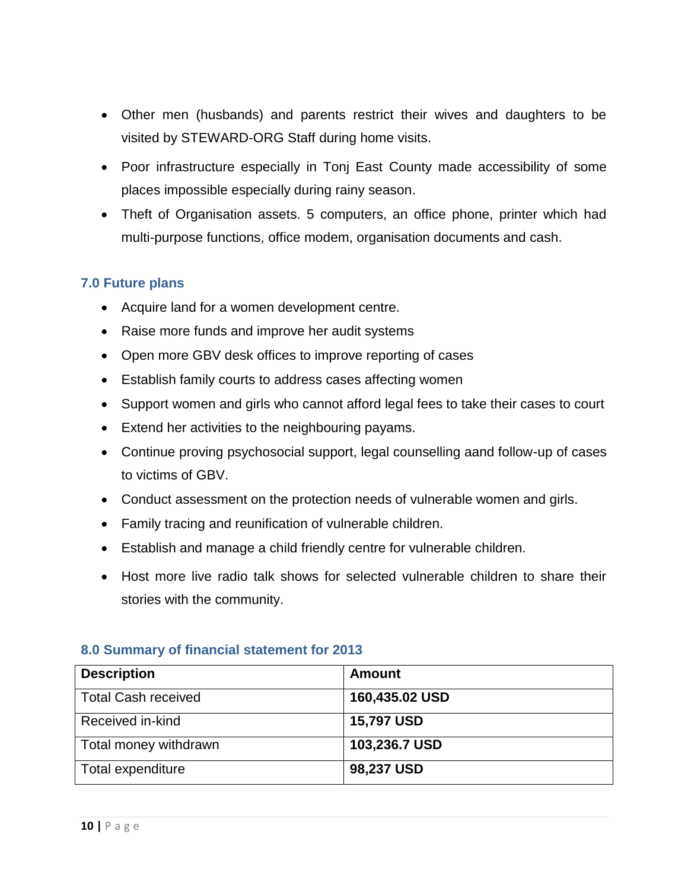- Other men (husbands) and parents restrict their wives and daughters to be visited by STEWARD-ORG Staff during home visits.
- Poor infrastructure especially in Tonj East County made accessibility of some places impossible especially during rainy season.
- Theft of Organisation assets. 5 computers, an office phone, printer which had multi-purpose functions, office modem, organisation documents and cash.

## 7.0 Future plans

- Acquire land for a women development centre.
- Raise more funds and improve her audit systems
- Open more GBV desk offices to improve reporting of cases
- Establish family courts to address cases affecting women
- Support women and girls who cannot afford legal fees to take their cases to court
- Extend her activities to the neighbouring payams.
- Continue proving psychosocial support, legal counselling aand follow-up of cases to victims of GBV.
- Conduct assessment on the protection needs of vulnerable women and girls.
- Family tracing and reunification of vulnerable children.
- Establish and manage a child friendly centre for vulnerable children.
- Host more live radio talk shows for selected vulnerable children to share their stories with the community.

## 8.0 Summary of financial statement for 2013

| Description | Amount |
|---|---|
| Total Cash received | **160,435.02 USD** |
| Received in-kind | **15,797 USD** |
| Total money withdrawn | **103,236.7 USD** |
| Total expenditure | **98,237 USD** |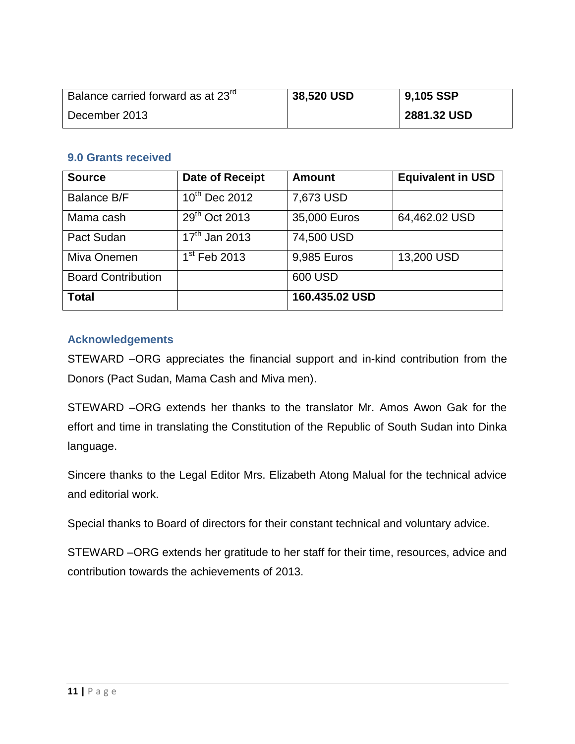| | | |
|---|---|---|
| Balance carried forward as at 23rd December 2013 | **38,520 USD** | **9,105 SSP**<br>**2881.32 USD** |

## 9.0 Grants received

| Source | Date of Receipt | Amount | Equivalent in USD |
|---|---|---|---|
| Balance B/F | 10th Dec 2012 | 7,673 USD | |
| Mama cash | 29th Oct 2013 | 35,000 Euros | 64,462.02 USD |
| Pact Sudan | 17th Jan 2013 | 74,500 USD | |
| Miva Onemen | 1st Feb 2013 | 9,985 Euros | 13,200 USD |
| Board Contribution | | 600 USD | |
| **Total** | | **160.435.02 USD** | |

## Acknowledgements

STEWARD –ORG appreciates the financial support and in-kind contribution from the Donors (Pact Sudan, Mama Cash and Miva men).

STEWARD –ORG extends her thanks to the translator Mr. Amos Awon Gak for the effort and time in translating the Constitution of the Republic of South Sudan into Dinka language.

Sincere thanks to the Legal Editor Mrs. Elizabeth Atong Malual for the technical advice and editorial work.

Special thanks to Board of directors for their constant technical and voluntary advice.

STEWARD –ORG extends her gratitude to her staff for their time, resources, advice and contribution towards the achievements of 2013.